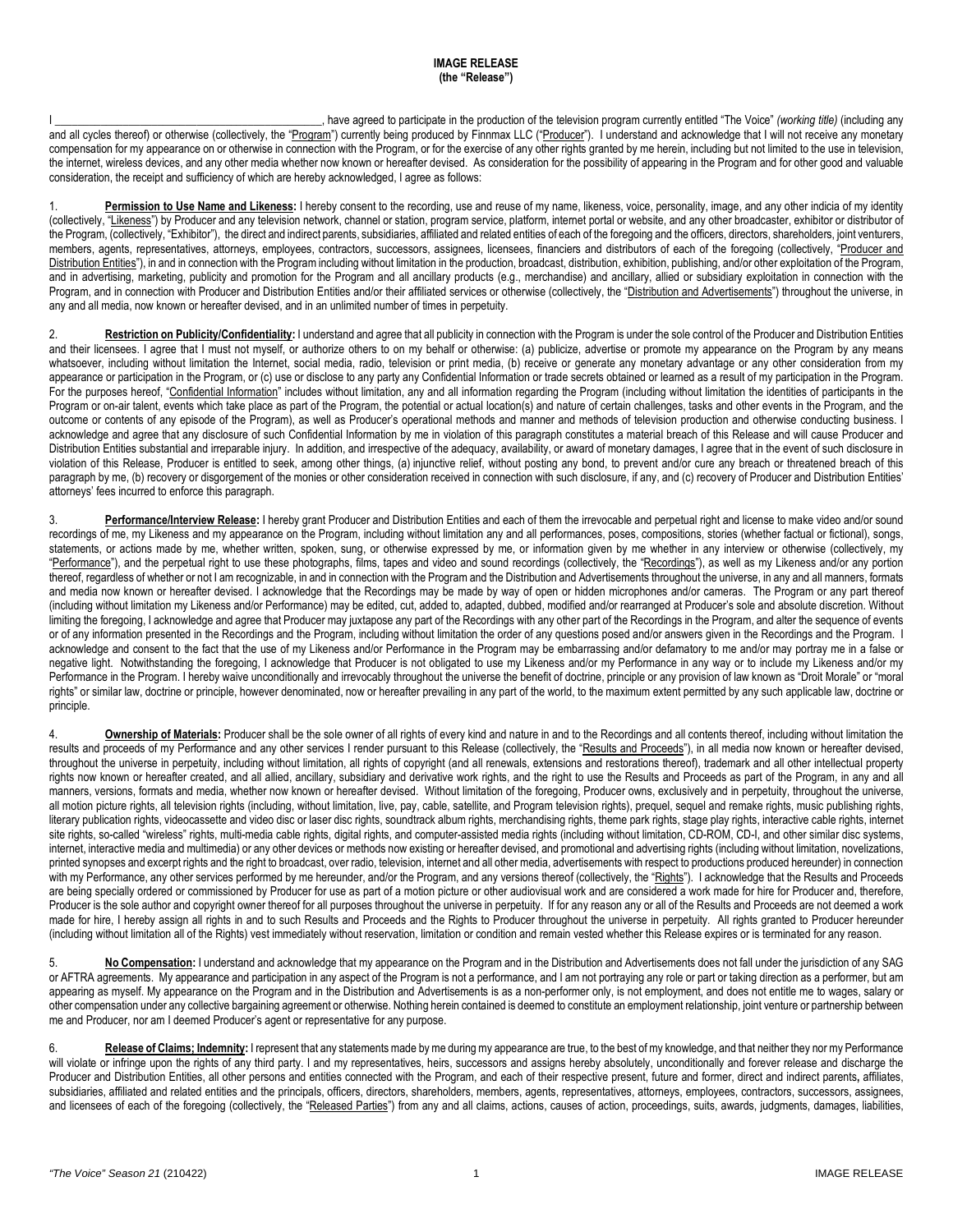**IMAGE RELEASE**
**(the "Release")**

I _______________________________________________, have agreed to participate in the production of the television program currently entitled "The Voice" *(working title)* (including any and all cycles thereof) or otherwise (collectively, the "Program") currently being produced by Finnmax LLC ("Producer"). I understand and acknowledge that I will not receive any monetary compensation for my appearance on or otherwise in connection with the Program, or for the exercise of any other rights granted by me herein, including but not limited to the use in television, the internet, wireless devices, and any other media whether now known or hereafter devised. As consideration for the possibility of appearing in the Program and for other good and valuable consideration, the receipt and sufficiency of which are hereby acknowledged, I agree as follows:

1. **Permission to Use Name and Likeness:** I hereby consent to the recording, use and reuse of my name, likeness, voice, personality, image, and any other indicia of my identity (collectively, "Likeness") by Producer and any television network, channel or station, program service, platform, internet portal or website, and any other broadcaster, exhibitor or distributor of the Program, (collectively, "Exhibitor"), the direct and indirect parents, subsidiaries, affiliated and related entities of each of the foregoing and the officers, directors, shareholders, joint venturers, members, agents, representatives, attorneys, employees, contractors, successors, assignees, licensees, financiers and distributors of each of the foregoing (collectively, "Producer and Distribution Entities"), in and in connection with the Program including without limitation in the production, broadcast, distribution, exhibition, publishing, and/or other exploitation of the Program, and in advertising, marketing, publicity and promotion for the Program and all ancillary products (e.g., merchandise) and ancillary, allied or subsidiary exploitation in connection with the Program, and in connection with Producer and Distribution Entities and/or their affiliated services or otherwise (collectively, the "Distribution and Advertisements") throughout the universe, in any and all media, now known or hereafter devised, and in an unlimited number of times in perpetuity.

2. **Restriction on Publicity/Confidentiality:** I understand and agree that all publicity in connection with the Program is under the sole control of the Producer and Distribution Entities and their licensees. I agree that I must not myself, or authorize others to on my behalf or otherwise: (a) publicize, advertise or promote my appearance on the Program by any means whatsoever, including without limitation the Internet, social media, radio, television or print media, (b) receive or generate any monetary advantage or any other consideration from my appearance or participation in the Program, or (c) use or disclose to any party any Confidential Information or trade secrets obtained or learned as a result of my participation in the Program. For the purposes hereof, "Confidential Information" includes without limitation, any and all information regarding the Program (including without limitation the identities of participants in the Program or on-air talent, events which take place as part of the Program, the potential or actual location(s) and nature of certain challenges, tasks and other events in the Program, and the outcome or contents of any episode of the Program), as well as Producer's operational methods and manner and methods of television production and otherwise conducting business. I acknowledge and agree that any disclosure of such Confidential Information by me in violation of this paragraph constitutes a material breach of this Release and will cause Producer and Distribution Entities substantial and irreparable injury. In addition, and irrespective of the adequacy, availability, or award of monetary damages, I agree that in the event of such disclosure in violation of this Release, Producer is entitled to seek, among other things, (a) injunctive relief, without posting any bond, to prevent and/or cure any breach or threatened breach of this paragraph by me, (b) recovery or disgorgement of the monies or other consideration received in connection with such disclosure, if any, and (c) recovery of Producer and Distribution Entities' attorneys' fees incurred to enforce this paragraph.

3. **Performance/Interview Release:** I hereby grant Producer and Distribution Entities and each of them the irrevocable and perpetual right and license to make video and/or sound recordings of me, my Likeness and my appearance on the Program, including without limitation any and all performances, poses, compositions, stories (whether factual or fictional), songs, statements, or actions made by me, whether written, spoken, sung, or otherwise expressed by me, or information given by me whether in any interview or otherwise (collectively, my "Performance"), and the perpetual right to use these photographs, films, tapes and video and sound recordings (collectively, the "Recordings"), as well as my Likeness and/or any portion thereof, regardless of whether or not I am recognizable, in and in connection with the Program and the Distribution and Advertisements throughout the universe, in any and all manners, formats and media now known or hereafter devised. I acknowledge that the Recordings may be made by way of open or hidden microphones and/or cameras. The Program or any part thereof (including without limitation my Likeness and/or Performance) may be edited, cut, added to, adapted, dubbed, modified and/or rearranged at Producer's sole and absolute discretion. Without limiting the foregoing, I acknowledge and agree that Producer may juxtapose any part of the Recordings with any other part of the Recordings in the Program, and alter the sequence of events or of any information presented in the Recordings and the Program, including without limitation the order of any questions posed and/or answers given in the Recordings and the Program. I acknowledge and consent to the fact that the use of my Likeness and/or Performance in the Program may be embarrassing and/or defamatory to me and/or may portray me in a false or negative light. Notwithstanding the foregoing, I acknowledge that Producer is not obligated to use my Likeness and/or my Performance in any way or to include my Likeness and/or my Performance in the Program. I hereby waive unconditionally and irrevocably throughout the universe the benefit of doctrine, principle or any provision of law known as "Droit Morale" or "moral rights" or similar law, doctrine or principle, however denominated, now or hereafter prevailing in any part of the world, to the maximum extent permitted by any such applicable law, doctrine or principle.

4. **Ownership of Materials:** Producer shall be the sole owner of all rights of every kind and nature in and to the Recordings and all contents thereof, including without limitation the results and proceeds of my Performance and any other services I render pursuant to this Release (collectively, the "Results and Proceeds"), in all media now known or hereafter devised, throughout the universe in perpetuity, including without limitation, all rights of copyright (and all renewals, extensions and restorations thereof), trademark and all other intellectual property rights now known or hereafter created, and all allied, ancillary, subsidiary and derivative work rights, and the right to use the Results and Proceeds as part of the Program, in any and all manners, versions, formats and media, whether now known or hereafter devised. Without limitation of the foregoing, Producer owns, exclusively and in perpetuity, throughout the universe, all motion picture rights, all television rights (including, without limitation, live, pay, cable, satellite, and Program television rights), prequel, sequel and remake rights, music publishing rights, literary publication rights, videocassette and video disc or laser disc rights, soundtrack album rights, merchandising rights, theme park rights, stage play rights, interactive cable rights, internet site rights, so-called "wireless" rights, multi-media cable rights, digital rights, and computer-assisted media rights (including without limitation, CD-ROM, CD-I, and other similar disc systems, internet, interactive media and multimedia) or any other devices or methods now existing or hereafter devised, and promotional and advertising rights (including without limitation, novelizations, printed synopses and excerpt rights and the right to broadcast, over radio, television, internet and all other media, advertisements with respect to productions produced hereunder) in connection with my Performance, any other services performed by me hereunder, and/or the Program, and any versions thereof (collectively, the "Rights"). I acknowledge that the Results and Proceeds are being specially ordered or commissioned by Producer for use as part of a motion picture or other audiovisual work and are considered a work made for hire for Producer and, therefore, Producer is the sole author and copyright owner thereof for all purposes throughout the universe in perpetuity. If for any reason any or all of the Results and Proceeds are not deemed a work made for hire, I hereby assign all rights in and to such Results and Proceeds and the Rights to Producer throughout the universe in perpetuity. All rights granted to Producer hereunder (including without limitation all of the Rights) vest immediately without reservation, limitation or condition and remain vested whether this Release expires or is terminated for any reason.

5. **No Compensation:** I understand and acknowledge that my appearance on the Program and in the Distribution and Advertisements does not fall under the jurisdiction of any SAG or AFTRA agreements. My appearance and participation in any aspect of the Program is not a performance, and I am not portraying any role or part or taking direction as a performer, but am appearing as myself. My appearance on the Program and in the Distribution and Advertisements is as a non-performer only, is not employment, and does not entitle me to wages, salary or other compensation under any collective bargaining agreement or otherwise. Nothing herein contained is deemed to constitute an employment relationship, joint venture or partnership between me and Producer, nor am I deemed Producer's agent or representative for any purpose.

6. **Release of Claims; Indemnity:** I represent that any statements made by me during my appearance are true, to the best of my knowledge, and that neither they nor my Performance will violate or infringe upon the rights of any third party. I and my representatives, heirs, successors and assigns hereby absolutely, unconditionally and forever release and discharge the Producer and Distribution Entities, all other persons and entities connected with the Program, and each of their respective present, future and former, direct and indirect parents, affiliates, subsidiaries, affiliated and related entities and the principals, officers, directors, shareholders, members, agents, representatives, attorneys, employees, contractors, successors, assignees, and licensees of each of the foregoing (collectively, the "Released Parties") from any and all claims, actions, causes of action, proceedings, suits, awards, judgments, damages, liabilities,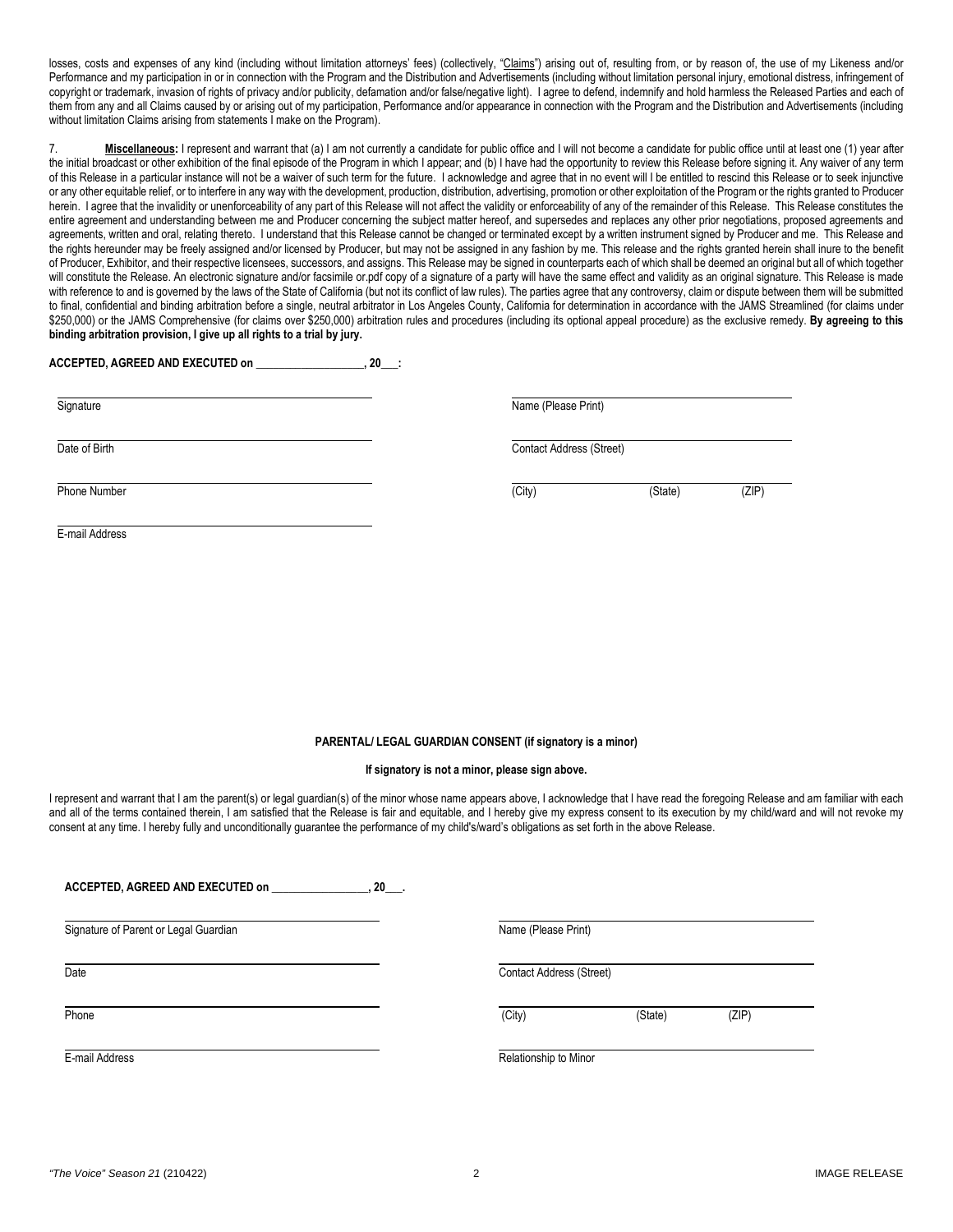losses, costs and expenses of any kind (including without limitation attorneys' fees) (collectively, "Claims") arising out of, resulting from, or by reason of, the use of my Likeness and/or Performance and my participation in or in connection with the Program and the Distribution and Advertisements (including without limitation personal injury, emotional distress, infringement of copyright or trademark, invasion of rights of privacy and/or publicity, defamation and/or false/negative light). I agree to defend, indemnify and hold harmless the Released Parties and each of them from any and all Claims caused by or arising out of my participation, Performance and/or appearance in connection with the Program and the Distribution and Advertisements (including without limitation Claims arising from statements I make on the Program).

7. **Miscellaneous:** I represent and warrant that (a) I am not currently a candidate for public office and I will not become a candidate for public office until at least one (1) year after the initial broadcast or other exhibition of the final episode of the Program in which I appear; and (b) I have had the opportunity to review this Release before signing it. Any waiver of any term of this Release in a particular instance will not be a waiver of such term for the future. I acknowledge and agree that in no event will I be entitled to rescind this Release or to seek injunctive or any other equitable relief, or to interfere in any way with the development, production, distribution, advertising, promotion or other exploitation of the Program or the rights granted to Producer herein. I agree that the invalidity or unenforceability of any part of this Release will not affect the validity or enforceability of any of the remainder of this Release. This Release constitutes the entire agreement and understanding between me and Producer concerning the subject matter hereof, and supersedes and replaces any other prior negotiations, proposed agreements and agreements, written and oral, relating thereto. I understand that this Release cannot be changed or terminated except by a written instrument signed by Producer and me. This Release and the rights hereunder may be freely assigned and/or licensed by Producer, but may not be assigned in any fashion by me. This release and the rights granted herein shall inure to the benefit of Producer, Exhibitor, and their respective licensees, successors, and assigns. This Release may be signed in counterparts each of which shall be deemed an original but all of which together will constitute the Release. An electronic signature and/or facsimile or.pdf copy of a signature of a party will have the same effect and validity as an original signature. This Release is made with reference to and is governed by the laws of the State of California (but not its conflict of law rules). The parties agree that any controversy, claim or dispute between them will be submitted to final, confidential and binding arbitration before a single, neutral arbitrator in Los Angeles County, California for determination in accordance with the JAMS Streamlined (for claims under \$250,000) or the JAMS Comprehensive (for claims over \$250,000) arbitration rules and procedures (including its optional appeal procedure) as the exclusive remedy. **By agreeing to this binding arbitration provision, I give up all rights to a trial by jury.**

**ACCEPTED, AGREED AND EXECUTED on \_\_\_\_\_\_\_\_\_\_\_\_\_\_\_\_\_\_, 20\_\_\_:**

Signature

Name (Please Print)

Date of Birth

Contact Address (Street)

Phone Number

(City) (State) (ZIP)

E-mail Address

**PARENTAL/ LEGAL GUARDIAN CONSENT (if signatory is a minor)**

**If signatory is not a minor, please sign above.**

I represent and warrant that I am the parent(s) or legal guardian(s) of the minor whose name appears above, I acknowledge that I have read the foregoing Release and am familiar with each and all of the terms contained therein, I am satisfied that the Release is fair and equitable, and I hereby give my express consent to its execution by my child/ward and will not revoke my consent at any time. I hereby fully and unconditionally guarantee the performance of my child's/ward's obligations as set forth in the above Release.

**ACCEPTED, AGREED AND EXECUTED on \_\_\_\_\_\_\_\_\_\_\_\_\_\_\_\_, 20\_\_\_.**

Signature of Parent or Legal Guardian

Name (Please Print)

Date

Contact Address (Street)

Phone

(City) (State) (ZIP)

E-mail Address

Relationship to Minor